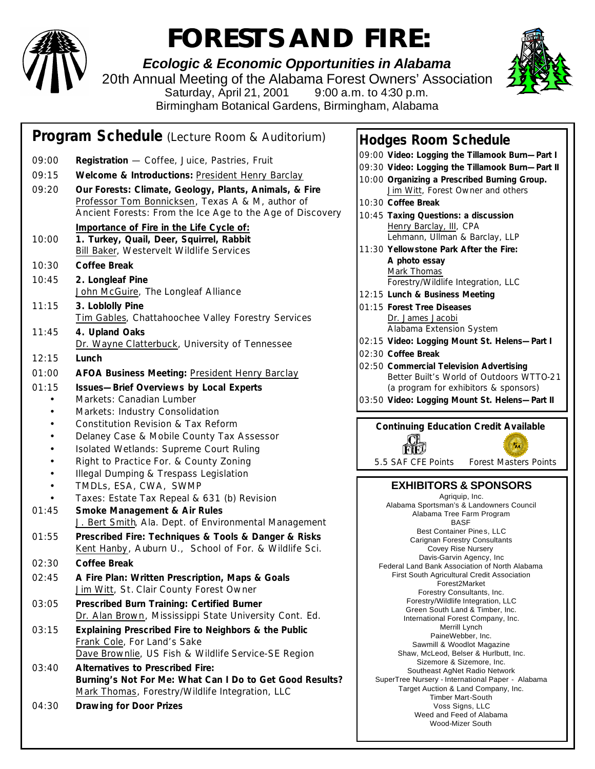# FORESTS AND FIRE:

***Ecologic & Economic Opportunities in Alabama***

20th Annual Meeting of the Alabama Forest Owners' Association

Saturday, April 21, 2001 9:00 a.m. to 4:30 p.m.

Birmingham Botanical Gardens, Birmingham, Alabama

## Program Schedule (Lecture Room & Auditorium)

09:00 **Registration** — Coffee, Juice, Pastries, Fruit

09:15 **Welcome & Introductions:** President Henry Barclay

09:20 **Our Forests: Climate, Geology, Plants, Animals, & Fire**
Professor Tom Bonnicksen, Texas A & M, author of Ancient Forests: From the Ice Age to the Age of Discovery

**Importance of Fire in the Life Cycle of:**

10:00 **1. Turkey, Quail, Deer, Squirrel, Rabbit**
Bill Baker, Westervelt Wildlife Services

10:30 **Coffee Break**

10:45 **2. Longleaf Pine**
John McGuire, The Longleaf Alliance

11:15 **3. Loblolly Pine**
Tim Gables, Chattahoochee Valley Forestry Services

11:45 **4. Upland Oaks**
Dr. Wayne Clatterbuck, University of Tennessee

12:15 **Lunch**

01:00 **AFOA Business Meeting:** President Henry Barclay

01:15 **Issues—Brief Overviews by Local Experts**

- Markets: Canadian Lumber
- Markets: Industry Consolidation
- Constitution Revision & Tax Reform
- Delaney Case & Mobile County Tax Assessor
- Isolated Wetlands: Supreme Court Ruling
- Right to Practice For. & County Zoning
- Illegal Dumping & Trespass Legislation
- TMDLs, ESA, CWA, SWMP
- Taxes: Estate Tax Repeal & 631 (b) Revision

01:45 **Smoke Management & Air Rules**
J. Bert Smith, Ala. Dept. of Environmental Management

01:55 **Prescribed Fire: Techniques & Tools & Danger & Risks**
Kent Hanby, Auburn U., School of For. & Wildlife Sci.

02:30 **Coffee Break**

02:45 **A Fire Plan: Written Prescription, Maps & Goals**
Jim Witt, St. Clair County Forest Owner

03:05 **Prescribed Burn Training: Certified Burner**
Dr. Alan Brown, Mississippi State University Cont. Ed.

03:15 **Explaining Prescribed Fire to Neighbors & the Public**
Frank Cole, For Land's Sake
Dave Brownlie, US Fish & Wildlife Service-SE Region

03:40 **Alternatives to Prescribed Fire:**
**Burning's Not For Me: What Can I Do to Get Good Results?**
Mark Thomas, Forestry/Wildlife Integration, LLC

04:30 **Drawing for Door Prizes**

## Hodges Room Schedule

09:00 **Video: Logging the Tillamook Burn—Part I**

09:30 **Video: Logging the Tillamook Burn—Part II**

10:00 **Organizing a Prescribed Burning Group.**
Jim Witt, Forest Owner and others

10:30 **Coffee Break**

10:45 **Taxing Questions: a discussion**
Henry Barclay, III, CPA
Lehmann, Ullman & Barclay, LLP

11:30 **Yellowstone Park After the Fire: A photo essay**
Mark Thomas
Forestry/Wildlife Integration, LLC

12:15 **Lunch & Business Meeting**

01:15 **Forest Tree Diseases**
Dr. James Jacobi
Alabama Extension System

02:15 **Video: Logging Mount St. Helens—Part I**

02:30 **Coffee Break**

02:50 **Commercial Television Advertising**
Better Built's World of Outdoors WTTO-21
(a program for exhibitors & sponsors)

03:50 **Video: Logging Mount St. Helens—Part II**

### Continuing Education Credit Available

5.5 SAF CFE Points Forest Masters Points

### EXHIBITORS & SPONSORS

Agriquip, Inc.
Alabama Sportsman's & Landowners Council
Alabama Tree Farm Program
BASF
Best Container Pines, LLC
Carignan Forestry Consultants
Covey Rise Nursery
Davis-Garvin Agency, Inc
Federal Land Bank Association of North Alabama
First South Agricultural Credit Association
Forest2Market
Forestry Consultants, Inc.
Forestry/Wildlife Integration, LLC
Green South Land & Timber, Inc.
International Forest Company, Inc.
Merrill Lynch
PaineWebber, Inc.
Sawmill & Woodlot Magazine
Shaw, McLeod, Belser & Hurlbutt, Inc.
Sizemore & Sizemore, Inc.
Southeast AgNet Radio Network
SuperTree Nursery - International Paper - Alabama
Target Auction & Land Company, Inc.
Timber Mart-South
Voss Signs, LLC
Weed and Feed of Alabama
Wood-Mizer South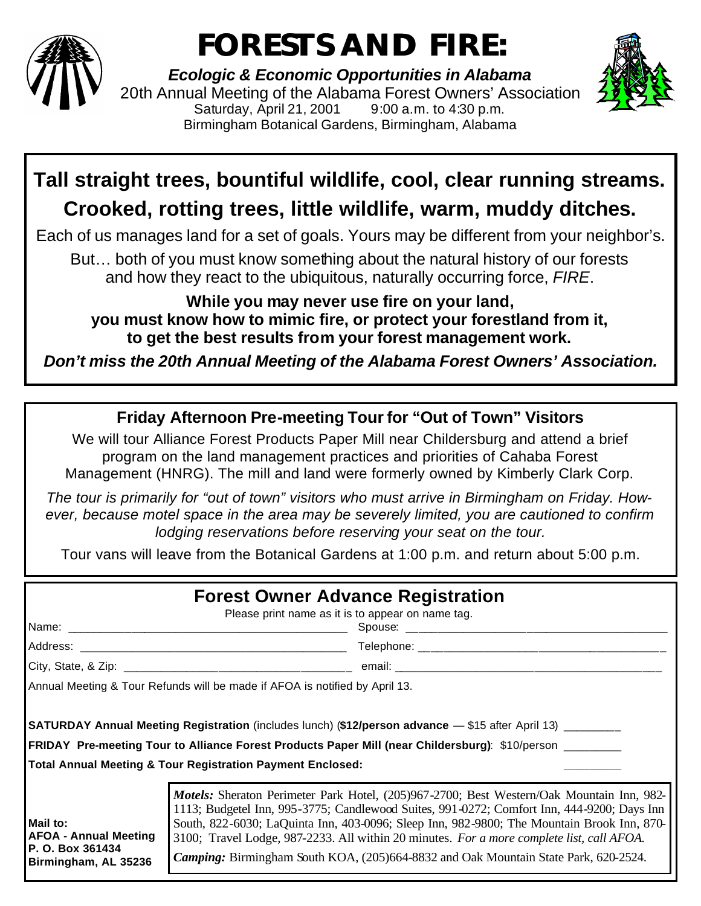# FORESTS AND FIRE:

***Ecologic & Economic Opportunities in Alabama***

20th Annual Meeting of the Alabama Forest Owners' Association

Saturday, April 21, 2001 9:00 a.m. to 4:30 p.m.

Birmingham Botanical Gardens, Birmingham, Alabama

## Tall straight trees, bountiful wildlife, cool, clear running streams.

## Crooked, rotting trees, little wildlife, warm, muddy ditches.

Each of us manages land for a set of goals. Yours may be different from your neighbor's.

But… both of you must know something about the natural history of our forests and how they react to the ubiquitous, naturally occurring force, *FIRE*.

**While you may never use fire on your land, you must know how to mimic fire, or protect your forestland from it, to get the best results from your forest management work.**

***Don't miss the 20th Annual Meeting of the Alabama Forest Owners' Association.***

### Friday Afternoon Pre-meeting Tour for "Out of Town" Visitors

We will tour Alliance Forest Products Paper Mill near Childersburg and attend a brief program on the land management practices and priorities of Cahaba Forest Management (HNRG). The mill and land were formerly owned by Kimberly Clark Corp.

*The tour is primarily for "out of town" visitors who must arrive in Birmingham on Friday. However, because motel space in the area may be severely limited, you are cautioned to confirm lodging reservations before reserving your seat on the tour.*

Tour vans will leave from the Botanical Gardens at 1:00 p.m. and return about 5:00 p.m.

## Forest Owner Advance Registration

Please print name as it is to appear on name tag.

Name: ______________________________ Spouse: ______________________________

Address: ______________________________ Telephone: ______________________________

City, State, & Zip: ______________________________ email: ______________________________

Annual Meeting & Tour Refunds will be made if AFOA is notified by April 13.

**SATURDAY Annual Meeting Registration** (includes lunch) (**$12/person advance** — $15 after April 13) _________

**FRIDAY Pre-meeting Tour to Alliance Forest Products Paper Mill (near Childersburg)**: $10/person _________

**Total Annual Meeting & Tour Registration Payment Enclosed:** _________

**Mail to:**
**AFOA - Annual Meeting**
**P. O. Box 361434**
**Birmingham, AL 35236**

***Motels:*** Sheraton Perimeter Park Hotel, (205)967-2700; Best Western/Oak Mountain Inn, 982-1113; Budgetel Inn, 995-3775; Candlewood Suites, 991-0272; Comfort Inn, 444-9200; Days Inn South, 822-6030; LaQuinta Inn, 403-0096; Sleep Inn, 982-9800; The Mountain Brook Inn, 870-3100; Travel Lodge, 987-2233. All within 20 minutes. *For a more complete list, call AFOA.*

***Camping:*** Birmingham South KOA, (205)664-8832 and Oak Mountain State Park, 620-2524.